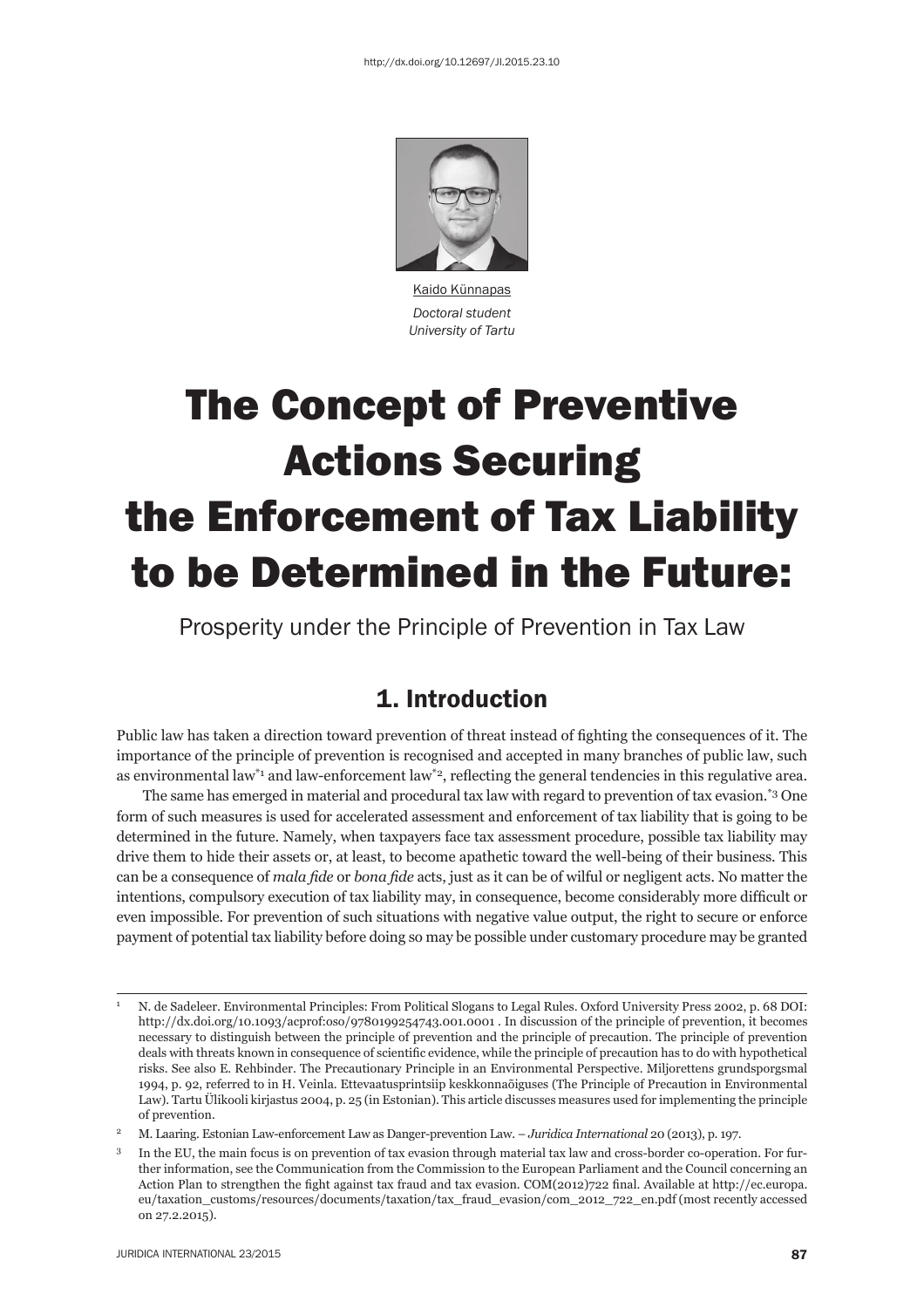http://dx.doi.org/10.12697/JI.2015.23.10

Kaido Künnapas
*Doctoral student*
*University of Tartu*

# The Concept of Preventive Actions Securing the Enforcement of Tax Liability to be Determined in the Future:

Prosperity under the Principle of Prevention in Tax Law

## 1. Introduction

Public law has taken a direction toward prevention of threat instead of fighting the consequences of it. The importance of the principle of prevention is recognised and accepted in many branches of public law, such as environmental law[*1] and law-enforcement law[*2], reflecting the general tendencies in this regulative area.

The same has emerged in material and procedural tax law with regard to prevention of tax evasion.[*3] One form of such measures is used for accelerated assessment and enforcement of tax liability that is going to be determined in the future. Namely, when taxpayers face tax assessment procedure, possible tax liability may drive them to hide their assets or, at least, to become apathetic toward the well-being of their business. This can be a consequence of *mala fide* or *bona fide* acts, just as it can be of wilful or negligent acts. No matter the intentions, compulsory execution of tax liability may, in consequence, become considerably more difficult or even impossible. For prevention of such situations with negative value output, the right to secure or enforce payment of potential tax liability before doing so may be possible under customary procedure may be granted

---

1 N. de Sadeleer. Environmental Principles: From Political Slogans to Legal Rules. Oxford University Press 2002, p. 68 DOI: http://dx.doi.org/10.1093/acprof:oso/9780199254743.001.0001 . In discussion of the principle of prevention, it becomes necessary to distinguish between the principle of prevention and the principle of precaution. The principle of prevention deals with threats known in consequence of scientific evidence, while the principle of precaution has to do with hypothetical risks. See also E. Rehbinder. The Precautionary Principle in an Environmental Perspective. Miljorettens grundsporgsmal 1994, p. 92, referred to in H. Veinla. Ettevaatusprintsiip keskkonnaõiguses (The Principle of Precaution in Environmental Law). Tartu Ülikooli kirjastus 2004, p. 25 (in Estonian). This article discusses measures used for implementing the principle of prevention.

2 M. Laaring. Estonian Law-enforcement Law as Danger-prevention Law. – *Juridica International* 20 (2013), p. 197.

3 In the EU, the main focus is on prevention of tax evasion through material tax law and cross-border co-operation. For further information, see the Communication from the Commission to the European Parliament and the Council concerning an Action Plan to strengthen the fight against tax fraud and tax evasion. COM(2012)722 final. Available at http://ec.europa.eu/taxation_customs/resources/documents/taxation/tax_fraud_evasion/com_2012_722_en.pdf (most recently accessed on 27.2.2015).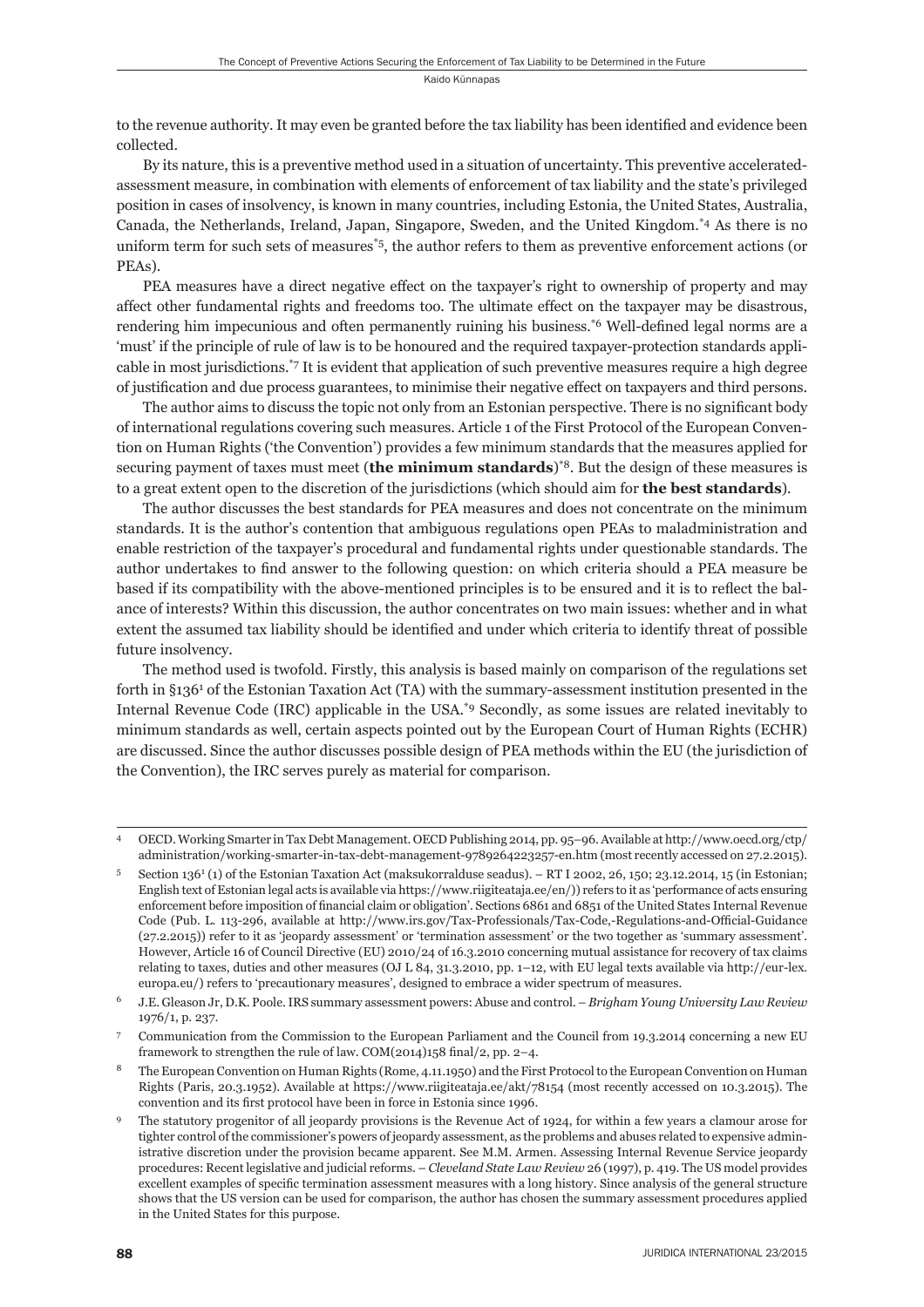to the revenue authority. It may even be granted before the tax liability has been identified and evidence been collected.

By its nature, this is a preventive method used in a situation of uncertainty. This preventive accelerated-assessment measure, in combination with elements of enforcement of tax liability and the state's privileged position in cases of insolvency, is known in many countries, including Estonia, the United States, Australia, Canada, the Netherlands, Ireland, Japan, Singapore, Sweden, and the United Kingdom.[*4] As there is no uniform term for such sets of measures[*5], the author refers to them as preventive enforcement actions (or PEAs).

PEA measures have a direct negative effect on the taxpayer's right to ownership of property and may affect other fundamental rights and freedoms too. The ultimate effect on the taxpayer may be disastrous, rendering him impecunious and often permanently ruining his business.[*6] Well-defined legal norms are a 'must' if the principle of rule of law is to be honoured and the required taxpayer-protection standards applicable in most jurisdictions.[*7] It is evident that application of such preventive measures require a high degree of justification and due process guarantees, to minimise their negative effect on taxpayers and third persons.

The author aims to discuss the topic not only from an Estonian perspective. There is no significant body of international regulations covering such measures. Article 1 of the First Protocol of the European Convention on Human Rights ('the Convention') provides a few minimum standards that the measures applied for securing payment of taxes must meet (**the minimum standards**)[*8]. But the design of these measures is to a great extent open to the discretion of the jurisdictions (which should aim for **the best standards**).

The author discusses the best standards for PEA measures and does not concentrate on the minimum standards. It is the author's contention that ambiguous regulations open PEAs to maladministration and enable restriction of the taxpayer's procedural and fundamental rights under questionable standards. The author undertakes to find answer to the following question: on which criteria should a PEA measure be based if its compatibility with the above-mentioned principles is to be ensured and it is to reflect the balance of interests? Within this discussion, the author concentrates on two main issues: whether and in what extent the assumed tax liability should be identified and under which criteria to identify threat of possible future insolvency.

The method used is twofold. Firstly, this analysis is based mainly on comparison of the regulations set forth in §136[1] of the Estonian Taxation Act (TA) with the summary-assessment institution presented in the Internal Revenue Code (IRC) applicable in the USA.[*9] Secondly, as some issues are related inevitably to minimum standards as well, certain aspects pointed out by the European Court of Human Rights (ECHR) are discussed. Since the author discusses possible design of PEA methods within the EU (the jurisdiction of the Convention), the IRC serves purely as material for comparison.

---

4 OECD. Working Smarter in Tax Debt Management. OECD Publishing 2014, pp. 95–96. Available at http://www.oecd.org/ctp/administration/working-smarter-in-tax-debt-management-9789264223257-en.htm (most recently accessed on 27.2.2015).

5 Section 136[1] (1) of the Estonian Taxation Act (maksukorralduse seadus). – RT I 2002, 26, 150; 23.12.2014, 15 (in Estonian; English text of Estonian legal acts is available via https://www.riigiteataja.ee/en/)) refers to it as 'performance of acts ensuring enforcement before imposition of financial claim or obligation'. Sections 6861 and 6851 of the United States Internal Revenue Code (Pub. L. 113-296, available at http://www.irs.gov/Tax-Professionals/Tax-Code,-Regulations-and-Official-Guidance (27.2.2015)) refer to it as 'jeopardy assessment' or 'termination assessment' or the two together as 'summary assessment'. However, Article 16 of Council Directive (EU) 2010/24 of 16.3.2010 concerning mutual assistance for recovery of tax claims relating to taxes, duties and other measures (OJ L 84, 31.3.2010, pp. 1–12, with EU legal texts available via http://eur-lex.europa.eu/) refers to 'precautionary measures', designed to embrace a wider spectrum of measures.

6 J.E. Gleason Jr, D.K. Poole. IRS summary assessment powers: Abuse and control. – *Brigham Young University Law Review* 1976/1, p. 237.

7 Communication from the Commission to the European Parliament and the Council from 19.3.2014 concerning a new EU framework to strengthen the rule of law. COM(2014)158 final/2, pp. 2–4.

8 The European Convention on Human Rights (Rome, 4.11.1950) and the First Protocol to the European Convention on Human Rights (Paris, 20.3.1952). Available at https://www.riigiteataja.ee/akt/78154 (most recently accessed on 10.3.2015). The convention and its first protocol have been in force in Estonia since 1996.

9 The statutory progenitor of all jeopardy provisions is the Revenue Act of 1924, for within a few years a clamour arose for tighter control of the commissioner's powers of jeopardy assessment, as the problems and abuses related to expensive administrative discretion under the provision became apparent. See M.M. Armen. Assessing Internal Revenue Service jeopardy procedures: Recent legislative and judicial reforms. – *Cleveland State Law Review* 26 (1997), p. 419. The US model provides excellent examples of specific termination assessment measures with a long history. Since analysis of the general structure shows that the US version can be used for comparison, the author has chosen the summary assessment procedures applied in the United States for this purpose.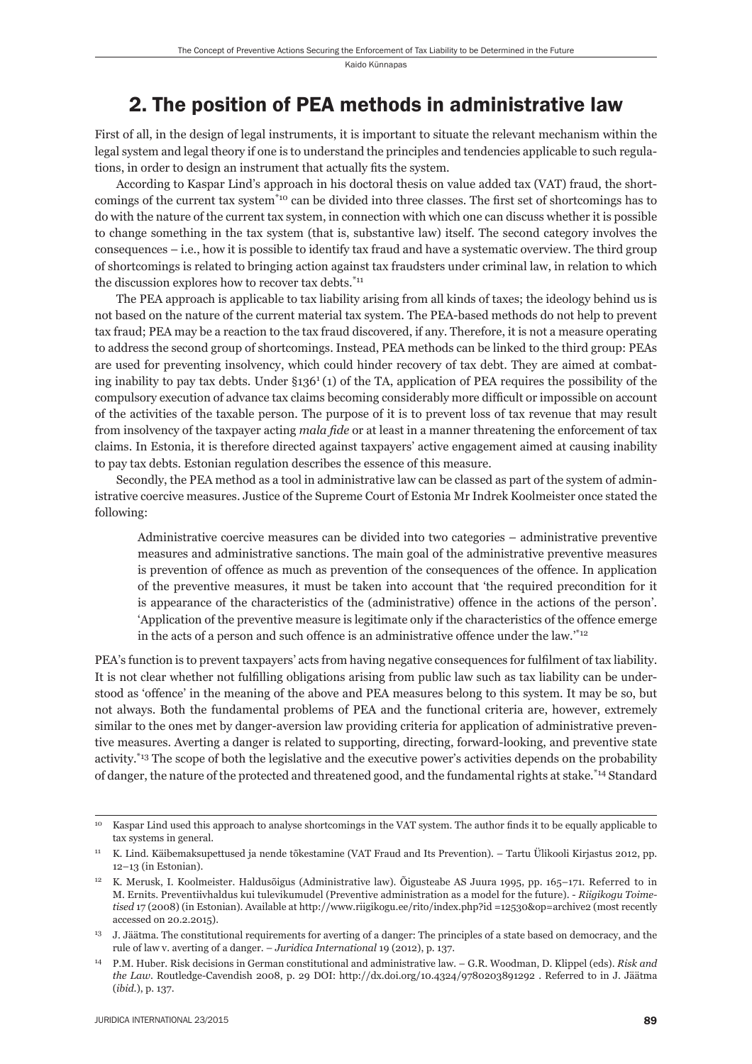## 2. The position of PEA methods in administrative law

First of all, in the design of legal instruments, it is important to situate the relevant mechanism within the legal system and legal theory if one is to understand the principles and tendencies applicable to such regulations, in order to design an instrument that actually fits the system.

According to Kaspar Lind's approach in his doctoral thesis on value added tax (VAT) fraud, the shortcomings of the current tax system[*10] can be divided into three classes. The first set of shortcomings has to do with the nature of the current tax system, in connection with which one can discuss whether it is possible to change something in the tax system (that is, substantive law) itself. The second category involves the consequences – i.e., how it is possible to identify tax fraud and have a systematic overview. The third group of shortcomings is related to bringing action against tax fraudsters under criminal law, in relation to which the discussion explores how to recover tax debts.[*11]

The PEA approach is applicable to tax liability arising from all kinds of taxes; the ideology behind us is not based on the nature of the current material tax system. The PEA-based methods do not help to prevent tax fraud; PEA may be a reaction to the tax fraud discovered, if any. Therefore, it is not a measure operating to address the second group of shortcomings. Instead, PEA methods can be linked to the third group: PEAs are used for preventing insolvency, which could hinder recovery of tax debt. They are aimed at combating inability to pay tax debts. Under §136[1] (1) of the TA, application of PEA requires the possibility of the compulsory execution of advance tax claims becoming considerably more difficult or impossible on account of the activities of the taxable person. The purpose of it is to prevent loss of tax revenue that may result from insolvency of the taxpayer acting *mala fide* or at least in a manner threatening the enforcement of tax claims. In Estonia, it is therefore directed against taxpayers' active engagement aimed at causing inability to pay tax debts. Estonian regulation describes the essence of this measure.

Secondly, the PEA method as a tool in administrative law can be classed as part of the system of administrative coercive measures. Justice of the Supreme Court of Estonia Mr Indrek Koolmeister once stated the following:

> Administrative coercive measures can be divided into two categories – administrative preventive measures and administrative sanctions. The main goal of the administrative preventive measures is prevention of offence as much as prevention of the consequences of the offence. In application of the preventive measures, it must be taken into account that 'the required precondition for it is appearance of the characteristics of the (administrative) offence in the actions of the person'. 'Application of the preventive measure is legitimate only if the characteristics of the offence emerge in the acts of a person and such offence is an administrative offence under the law.'[*12]

PEA's function is to prevent taxpayers' acts from having negative consequences for fulfilment of tax liability. It is not clear whether not fulfilling obligations arising from public law such as tax liability can be understood as 'offence' in the meaning of the above and PEA measures belong to this system. It may be so, but not always. Both the fundamental problems of PEA and the functional criteria are, however, extremely similar to the ones met by danger-aversion law providing criteria for application of administrative preventive measures. Averting a danger is related to supporting, directing, forward-looking, and preventive state activity.[*13] The scope of both the legislative and the executive power's activities depends on the probability of danger, the nature of the protected and threatened good, and the fundamental rights at stake.[*14] Standard

---

[10] Kaspar Lind used this approach to analyse shortcomings in the VAT system. The author finds it to be equally applicable to tax systems in general.

[11] K. Lind. Käibemaksupettused ja nende tõkestamine (VAT Fraud and Its Prevention). – Tartu Ülikooli Kirjastus 2012, pp. 12–13 (in Estonian).

[12] K. Merusk, I. Koolmeister. Haldusõigus (Administrative law). Õigusteabe AS Juura 1995, pp. 165–171. Referred to in M. Ernits. Preventiivhaldus kui tulevikumudel (Preventive administration as a model for the future). - *Riigikogu Toimetised* 17 (2008) (in Estonian). Available at http://www.riigikogu.ee/rito/index.php?id =12530&op=archive2 (most recently accessed on 20.2.2015).

[13] J. Jäätma. The constitutional requirements for averting of a danger: The principles of a state based on democracy, and the rule of law v. averting of a danger. – *Juridica International* 19 (2012), p. 137.

[14] P.M. Huber. Risk decisions in German constitutional and administrative law. – G.R. Woodman, D. Klippel (eds). *Risk and the Law*. Routledge-Cavendish 2008, p. 29 DOI: http://dx.doi.org/10.4324/9780203891292 . Referred to in J. Jäätma (*ibid.*), p. 137.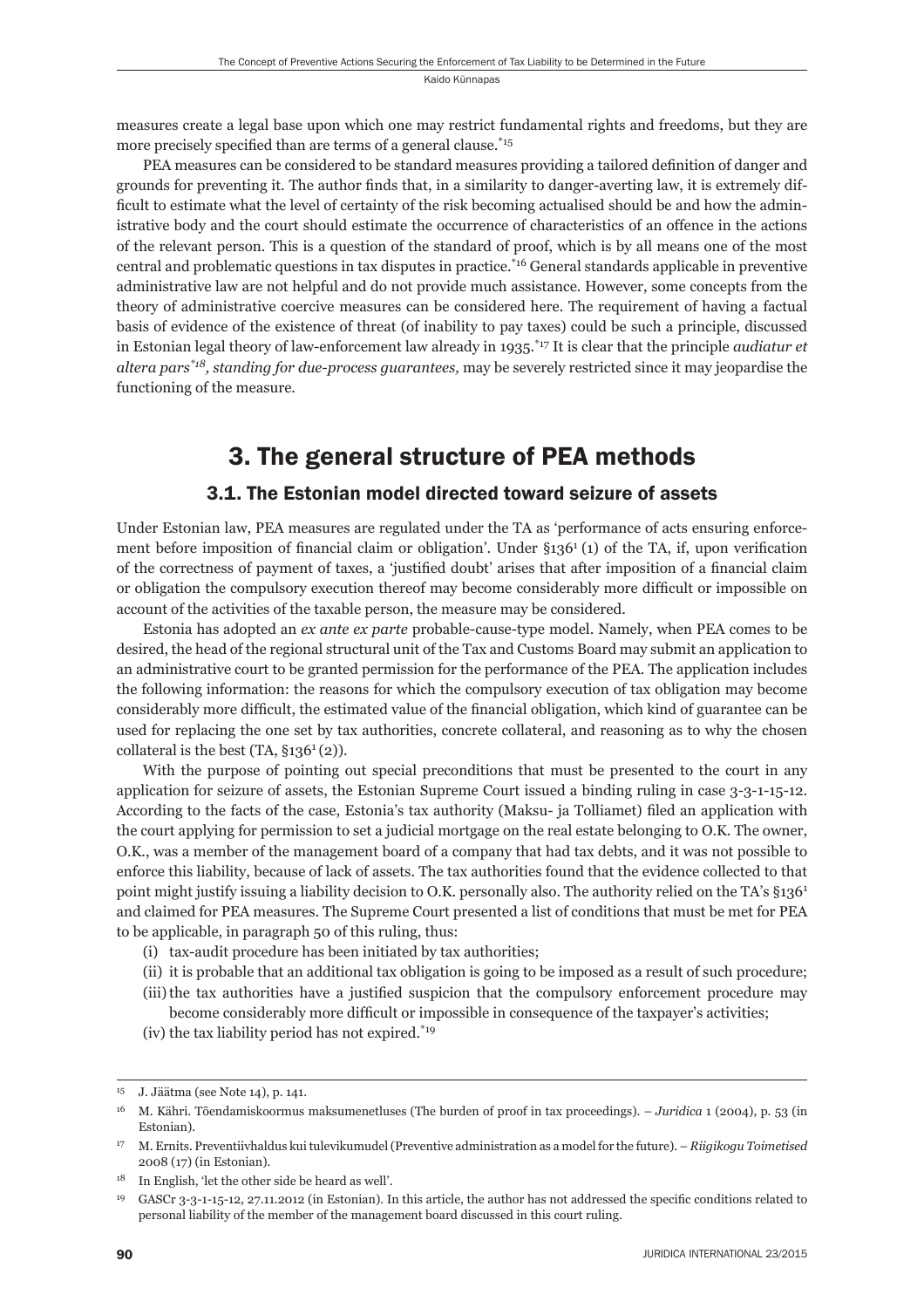measures create a legal base upon which one may restrict fundamental rights and freedoms, but they are more precisely specified than are terms of a general clause.[*15]

PEA measures can be considered to be standard measures providing a tailored definition of danger and grounds for preventing it. The author finds that, in a similarity to danger-averting law, it is extremely difficult to estimate what the level of certainty of the risk becoming actualised should be and how the administrative body and the court should estimate the occurrence of characteristics of an offence in the actions of the relevant person. This is a question of the standard of proof, which is by all means one of the most central and problematic questions in tax disputes in practice.[*16] General standards applicable in preventive administrative law are not helpful and do not provide much assistance. However, some concepts from the theory of administrative coercive measures can be considered here. The requirement of having a factual basis of evidence of the existence of threat (of inability to pay taxes) could be such a principle, discussed in Estonian legal theory of law-enforcement law already in 1935.[*17] It is clear that the principle *audiatur et altera pars*[*18]*, standing for due-process guarantees,* may be severely restricted since it may jeopardise the functioning of the measure.

## 3. The general structure of PEA methods

### 3.1. The Estonian model directed toward seizure of assets

Under Estonian law, PEA measures are regulated under the TA as 'performance of acts ensuring enforcement before imposition of financial claim or obligation'. Under §136[1] (1) of the TA, if, upon verification of the correctness of payment of taxes, a 'justified doubt' arises that after imposition of a financial claim or obligation the compulsory execution thereof may become considerably more difficult or impossible on account of the activities of the taxable person, the measure may be considered.

Estonia has adopted an *ex ante ex parte* probable-cause-type model. Namely, when PEA comes to be desired, the head of the regional structural unit of the Tax and Customs Board may submit an application to an administrative court to be granted permission for the performance of the PEA. The application includes the following information: the reasons for which the compulsory execution of tax obligation may become considerably more difficult, the estimated value of the financial obligation, which kind of guarantee can be used for replacing the one set by tax authorities, concrete collateral, and reasoning as to why the chosen collateral is the best (TA, §136[1] (2)).

With the purpose of pointing out special preconditions that must be presented to the court in any application for seizure of assets, the Estonian Supreme Court issued a binding ruling in case 3-3-1-15-12. According to the facts of the case, Estonia's tax authority (Maksu- ja Tolliamet) filed an application with the court applying for permission to set a judicial mortgage on the real estate belonging to O.K. The owner, O.K., was a member of the management board of a company that had tax debts, and it was not possible to enforce this liability, because of lack of assets. The tax authorities found that the evidence collected to that point might justify issuing a liability decision to O.K. personally also. The authority relied on the TA's §136[1] and claimed for PEA measures. The Supreme Court presented a list of conditions that must be met for PEA to be applicable, in paragraph 50 of this ruling, thus:

(i) tax-audit procedure has been initiated by tax authorities;

(ii) it is probable that an additional tax obligation is going to be imposed as a result of such procedure;

(iii) the tax authorities have a justified suspicion that the compulsory enforcement procedure may become considerably more difficult or impossible in consequence of the taxpayer's activities;

(iv) the tax liability period has not expired.[*19]

---

15 J. Jäätma (see Note 14), p. 141.

16 M. Kähri. Tõendamiskoormus maksumenetluses (The burden of proof in tax proceedings). – *Juridica* 1 (2004), p. 53 (in Estonian).

17 M. Ernits. Preventiivhaldus kui tulevikumudel (Preventive administration as a model for the future). – *Riigikogu Toimetised* 2008 (17) (in Estonian).

18 In English, 'let the other side be heard as well'.

19 GASCr 3-3-1-15-12, 27.11.2012 (in Estonian). In this article, the author has not addressed the specific conditions related to personal liability of the member of the management board discussed in this court ruling.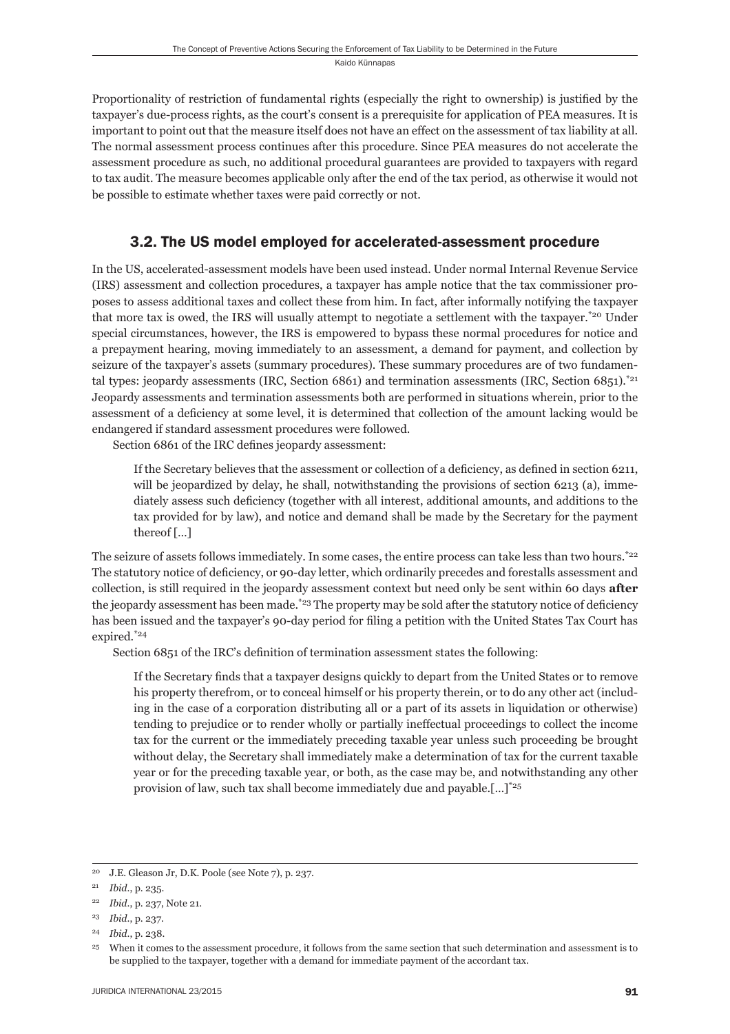Proportionality of restriction of fundamental rights (especially the right to ownership) is justified by the taxpayer's due-process rights, as the court's consent is a prerequisite for application of PEA measures. It is important to point out that the measure itself does not have an effect on the assessment of tax liability at all. The normal assessment process continues after this procedure. Since PEA measures do not accelerate the assessment procedure as such, no additional procedural guarantees are provided to taxpayers with regard to tax audit. The measure becomes applicable only after the end of the tax period, as otherwise it would not be possible to estimate whether taxes were paid correctly or not.

## 3.2. The US model employed for accelerated-assessment procedure

In the US, accelerated-assessment models have been used instead. Under normal Internal Revenue Service (IRS) assessment and collection procedures, a taxpayer has ample notice that the tax commissioner proposes to assess additional taxes and collect these from him. In fact, after informally notifying the taxpayer that more tax is owed, the IRS will usually attempt to negotiate a settlement with the taxpayer.*[20] Under special circumstances, however, the IRS is empowered to bypass these normal procedures for notice and a prepayment hearing, moving immediately to an assessment, a demand for payment, and collection by seizure of the taxpayer's assets (summary procedures). These summary procedures are of two fundamental types: jeopardy assessments (IRC, Section 6861) and termination assessments (IRC, Section 6851).*[21] Jeopardy assessments and termination assessments both are performed in situations wherein, prior to the assessment of a deficiency at some level, it is determined that collection of the amount lacking would be endangered if standard assessment procedures were followed.

Section 6861 of the IRC defines jeopardy assessment:

> If the Secretary believes that the assessment or collection of a deficiency, as defined in section 6211, will be jeopardized by delay, he shall, notwithstanding the provisions of section 6213 (a), immediately assess such deficiency (together with all interest, additional amounts, and additions to the tax provided for by law), and notice and demand shall be made by the Secretary for the payment thereof [...]

The seizure of assets follows immediately. In some cases, the entire process can take less than two hours.*[22] The statutory notice of deficiency, or 90-day letter, which ordinarily precedes and forestalls assessment and collection, is still required in the jeopardy assessment context but need only be sent within 60 days **after** the jeopardy assessment has been made.*[23] The property may be sold after the statutory notice of deficiency has been issued and the taxpayer's 90-day period for filing a petition with the United States Tax Court has expired.*[24]

Section 6851 of the IRC's definition of termination assessment states the following:

> If the Secretary finds that a taxpayer designs quickly to depart from the United States or to remove his property therefrom, or to conceal himself or his property therein, or to do any other act (including in the case of a corporation distributing all or a part of its assets in liquidation or otherwise) tending to prejudice or to render wholly or partially ineffectual proceedings to collect the income tax for the current or the immediately preceding taxable year unless such proceeding be brought without delay, the Secretary shall immediately make a determination of tax for the current taxable year or for the preceding taxable year, or both, as the case may be, and notwithstanding any other provision of law, such tax shall become immediately due and payable.[...]*[25]

---

[20] J.E. Gleason Jr, D.K. Poole (see Note 7), p. 237.

[21] *Ibid.*, p. 235.

[22] *Ibid.*, p. 237, Note 21.

[23] *Ibid.*, p. 237.

[24] *Ibid.*, p. 238.

[25] When it comes to the assessment procedure, it follows from the same section that such determination and assessment is to be supplied to the taxpayer, together with a demand for immediate payment of the accordant tax.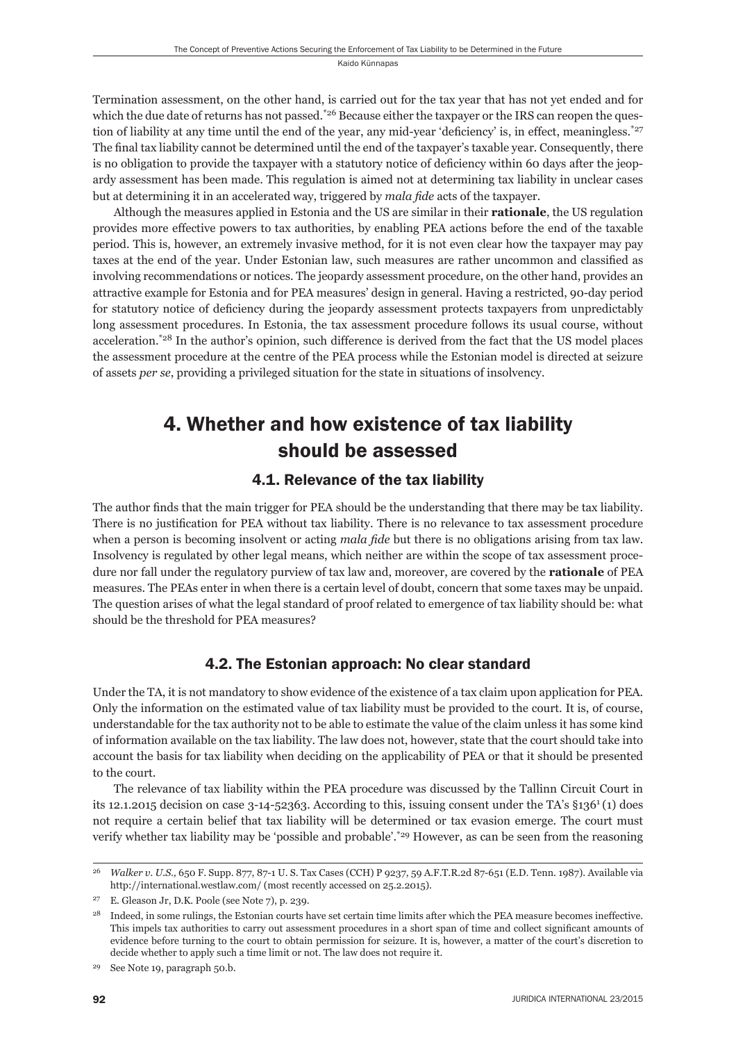Termination assessment, on the other hand, is carried out for the tax year that has not yet ended and for which the due date of returns has not passed.*[26] Because either the taxpayer or the IRS can reopen the question of liability at any time until the end of the year, any mid-year 'deficiency' is, in effect, meaningless.*[27] The final tax liability cannot be determined until the end of the taxpayer's taxable year. Consequently, there is no obligation to provide the taxpayer with a statutory notice of deficiency within 60 days after the jeopardy assessment has been made. This regulation is aimed not at determining tax liability in unclear cases but at determining it in an accelerated way, triggered by *mala fide* acts of the taxpayer.

Although the measures applied in Estonia and the US are similar in their **rationale**, the US regulation provides more effective powers to tax authorities, by enabling PEA actions before the end of the taxable period. This is, however, an extremely invasive method, for it is not even clear how the taxpayer may pay taxes at the end of the year. Under Estonian law, such measures are rather uncommon and classified as involving recommendations or notices. The jeopardy assessment procedure, on the other hand, provides an attractive example for Estonia and for PEA measures' design in general. Having a restricted, 90-day period for statutory notice of deficiency during the jeopardy assessment protects taxpayers from unpredictably long assessment procedures. In Estonia, the tax assessment procedure follows its usual course, without acceleration.*[28] In the author's opinion, such difference is derived from the fact that the US model places the assessment procedure at the centre of the PEA process while the Estonian model is directed at seizure of assets *per se*, providing a privileged situation for the state in situations of insolvency.

## 4. Whether and how existence of tax liability should be assessed

### 4.1. Relevance of the tax liability

The author finds that the main trigger for PEA should be the understanding that there may be tax liability. There is no justification for PEA without tax liability. There is no relevance to tax assessment procedure when a person is becoming insolvent or acting *mala fide* but there is no obligations arising from tax law. Insolvency is regulated by other legal means, which neither are within the scope of tax assessment procedure nor fall under the regulatory purview of tax law and, moreover, are covered by the **rationale** of PEA measures. The PEAs enter in when there is a certain level of doubt, concern that some taxes may be unpaid. The question arises of what the legal standard of proof related to emergence of tax liability should be: what should be the threshold for PEA measures?

### 4.2. The Estonian approach: No clear standard

Under the TA, it is not mandatory to show evidence of the existence of a tax claim upon application for PEA. Only the information on the estimated value of tax liability must be provided to the court. It is, of course, understandable for the tax authority not to be able to estimate the value of the claim unless it has some kind of information available on the tax liability. The law does not, however, state that the court should take into account the basis for tax liability when deciding on the applicability of PEA or that it should be presented to the court.

The relevance of tax liability within the PEA procedure was discussed by the Tallinn Circuit Court in its 12.1.2015 decision on case 3-14-52363. According to this, issuing consent under the TA's §136[1] (1) does not require a certain belief that tax liability will be determined or tax evasion emerge. The court must verify whether tax liability may be 'possible and probable'.*[29] However, as can be seen from the reasoning

---

[26] *Walker v. U.S.*, 650 F. Supp. 877, 87-1 U. S. Tax Cases (CCH) P 9237, 59 A.F.T.R.2d 87-651 (E.D. Tenn. 1987). Available via http://international.westlaw.com/ (most recently accessed on 25.2.2015).

[27] E. Gleason Jr, D.K. Poole (see Note 7), p. 239.

[28] Indeed, in some rulings, the Estonian courts have set certain time limits after which the PEA measure becomes ineffective. This impels tax authorities to carry out assessment procedures in a short span of time and collect significant amounts of evidence before turning to the court to obtain permission for seizure. It is, however, a matter of the court's discretion to decide whether to apply such a time limit or not. The law does not require it.

[29] See Note 19, paragraph 50.b.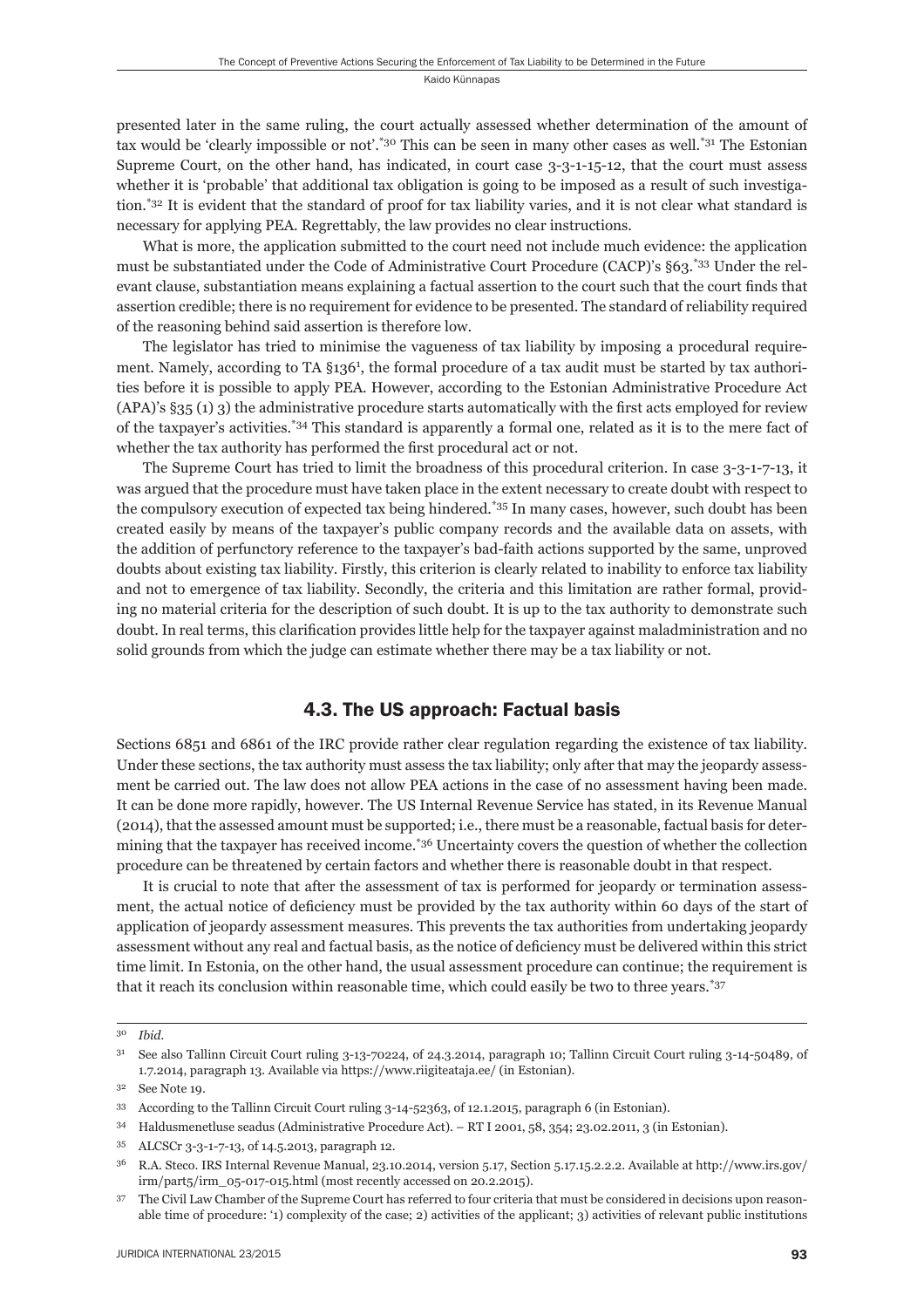presented later in the same ruling, the court actually assessed whether determination of the amount of tax would be 'clearly impossible or not'.[30] This can be seen in many other cases as well.[31] The Estonian Supreme Court, on the other hand, has indicated, in court case 3-3-1-15-12, that the court must assess whether it is 'probable' that additional tax obligation is going to be imposed as a result of such investigation.[32] It is evident that the standard of proof for tax liability varies, and it is not clear what standard is necessary for applying PEA. Regrettably, the law provides no clear instructions.

What is more, the application submitted to the court need not include much evidence: the application must be substantiated under the Code of Administrative Court Procedure (CACP)'s §63.[33] Under the relevant clause, substantiation means explaining a factual assertion to the court such that the court finds that assertion credible; there is no requirement for evidence to be presented. The standard of reliability required of the reasoning behind said assertion is therefore low.

The legislator has tried to minimise the vagueness of tax liability by imposing a procedural requirement. Namely, according to TA §136[1], the formal procedure of a tax audit must be started by tax authorities before it is possible to apply PEA. However, according to the Estonian Administrative Procedure Act (APA)'s §35 (1) 3) the administrative procedure starts automatically with the first acts employed for review of the taxpayer's activities.[34] This standard is apparently a formal one, related as it is to the mere fact of whether the tax authority has performed the first procedural act or not.

The Supreme Court has tried to limit the broadness of this procedural criterion. In case 3-3-1-7-13, it was argued that the procedure must have taken place in the extent necessary to create doubt with respect to the compulsory execution of expected tax being hindered.[35] In many cases, however, such doubt has been created easily by means of the taxpayer's public company records and the available data on assets, with the addition of perfunctory reference to the taxpayer's bad-faith actions supported by the same, unproved doubts about existing tax liability. Firstly, this criterion is clearly related to inability to enforce tax liability and not to emergence of tax liability. Secondly, the criteria and this limitation are rather formal, providing no material criteria for the description of such doubt. It is up to the tax authority to demonstrate such doubt. In real terms, this clarification provides little help for the taxpayer against maladministration and no solid grounds from which the judge can estimate whether there may be a tax liability or not.

### 4.3. The US approach: Factual basis

Sections 6851 and 6861 of the IRC provide rather clear regulation regarding the existence of tax liability. Under these sections, the tax authority must assess the tax liability; only after that may the jeopardy assessment be carried out. The law does not allow PEA actions in the case of no assessment having been made. It can be done more rapidly, however. The US Internal Revenue Service has stated, in its Revenue Manual (2014), that the assessed amount must be supported; i.e., there must be a reasonable, factual basis for determining that the taxpayer has received income.[36] Uncertainty covers the question of whether the collection procedure can be threatened by certain factors and whether there is reasonable doubt in that respect.

It is crucial to note that after the assessment of tax is performed for jeopardy or termination assessment, the actual notice of deficiency must be provided by the tax authority within 60 days of the start of application of jeopardy assessment measures. This prevents the tax authorities from undertaking jeopardy assessment without any real and factual basis, as the notice of deficiency must be delivered within this strict time limit. In Estonia, on the other hand, the usual assessment procedure can continue; the requirement is that it reach its conclusion within reasonable time, which could easily be two to three years.[37]

---

30 *Ibid.*

31 See also Tallinn Circuit Court ruling 3-13-70224, of 24.3.2014, paragraph 10; Tallinn Circuit Court ruling 3-14-50489, of 1.7.2014, paragraph 13. Available via https://www.riigiteataja.ee/ (in Estonian).

32 See Note 19.

33 According to the Tallinn Circuit Court ruling 3-14-52363, of 12.1.2015, paragraph 6 (in Estonian).

34 Haldusmenetluse seadus (Administrative Procedure Act). – RT I 2001, 58, 354; 23.02.2011, 3 (in Estonian).

35 ALCSCr 3-3-1-7-13, of 14.5.2013, paragraph 12.

36 R.A. Steco. IRS Internal Revenue Manual, 23.10.2014, version 5.17, Section 5.17.15.2.2.2. Available at http://www.irs.gov/irm/part5/irm_05-017-015.html (most recently accessed on 20.2.2015).

37 The Civil Law Chamber of the Supreme Court has referred to four criteria that must be considered in decisions upon reasonable time of procedure: '1) complexity of the case; 2) activities of the applicant; 3) activities of relevant public institutions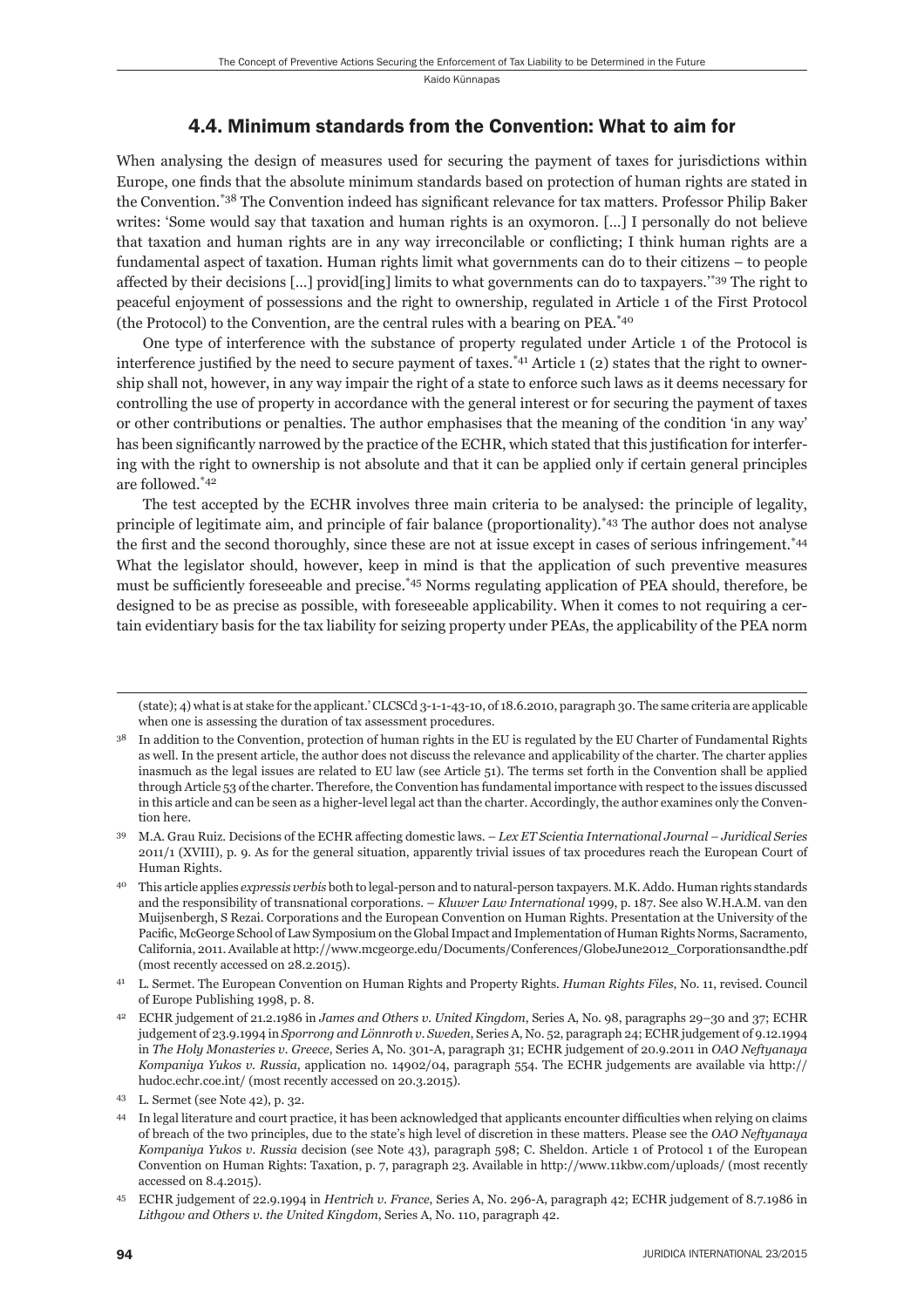### 4.4. Minimum standards from the Convention: What to aim for

When analysing the design of measures used for securing the payment of taxes for jurisdictions within Europe, one finds that the absolute minimum standards based on protection of human rights are stated in the Convention.[*38] The Convention indeed has significant relevance for tax matters. Professor Philip Baker writes: 'Some would say that taxation and human rights is an oxymoron. [...] I personally do not believe that taxation and human rights are in any way irreconcilable or conflicting; I think human rights are a fundamental aspect of taxation. Human rights limit what governments can do to their citizens – to people affected by their decisions [...] provid[ing] limits to what governments can do to taxpayers.'[*39] The right to peaceful enjoyment of possessions and the right to ownership, regulated in Article 1 of the First Protocol (the Protocol) to the Convention, are the central rules with a bearing on PEA.[*40]

One type of interference with the substance of property regulated under Article 1 of the Protocol is interference justified by the need to secure payment of taxes.[*41] Article 1 (2) states that the right to ownership shall not, however, in any way impair the right of a state to enforce such laws as it deems necessary for controlling the use of property in accordance with the general interest or for securing the payment of taxes or other contributions or penalties. The author emphasises that the meaning of the condition 'in any way' has been significantly narrowed by the practice of the ECHR, which stated that this justification for interfering with the right to ownership is not absolute and that it can be applied only if certain general principles are followed.[*42]

The test accepted by the ECHR involves three main criteria to be analysed: the principle of legality, principle of legitimate aim, and principle of fair balance (proportionality).[*43] The author does not analyse the first and the second thoroughly, since these are not at issue except in cases of serious infringement.[*44] What the legislator should, however, keep in mind is that the application of such preventive measures must be sufficiently foreseeable and precise.[*45] Norms regulating application of PEA should, therefore, be designed to be as precise as possible, with foreseeable applicability. When it comes to not requiring a certain evidentiary basis for the tax liability for seizing property under PEAs, the applicability of the PEA norm

---

(state); 4) what is at stake for the applicant.' CLCSCd 3-1-1-43-10, of 18.6.2010, paragraph 30. The same criteria are applicable when one is assessing the duration of tax assessment procedures.

[38] In addition to the Convention, protection of human rights in the EU is regulated by the EU Charter of Fundamental Rights as well. In the present article, the author does not discuss the relevance and applicability of the charter. The charter applies inasmuch as the legal issues are related to EU law (see Article 51). The terms set forth in the Convention shall be applied through Article 53 of the charter. Therefore, the Convention has fundamental importance with respect to the issues discussed in this article and can be seen as a higher-level legal act than the charter. Accordingly, the author examines only the Convention here.

[39] M.A. Grau Ruiz. Decisions of the ECHR affecting domestic laws. – *Lex ET Scientia International Journal – Juridical Series* 2011/1 (XVIII), p. 9. As for the general situation, apparently trivial issues of tax procedures reach the European Court of Human Rights.

[40] This article applies *expressis verbis* both to legal-person and to natural-person taxpayers. M.K. Addo. Human rights standards and the responsibility of transnational corporations. – *Kluwer Law International* 1999, p. 187. See also W.H.A.M. van den Muijsenbergh, S Rezai. Corporations and the European Convention on Human Rights. Presentation at the University of the Pacific, McGeorge School of Law Symposium on the Global Impact and Implementation of Human Rights Norms, Sacramento, California, 2011. Available at http://www.mcgeorge.edu/Documents/Conferences/GlobeJune2012_Corporationsandthe.pdf (most recently accessed on 28.2.2015).

[41] L. Sermet. The European Convention on Human Rights and Property Rights. *Human Rights Files*, No. 11, revised. Council of Europe Publishing 1998, p. 8.

[42] ECHR judgement of 21.2.1986 in *James and Others v. United Kingdom*, Series A, No. 98, paragraphs 29–30 and 37; ECHR judgement of 23.9.1994 in *Sporrong and Lönnroth v. Sweden*, Series A, No. 52, paragraph 24; ECHR judgement of 9.12.1994 in *The Holy Monasteries v. Greece*, Series A, No. 301-A, paragraph 31; ECHR judgement of 20.9.2011 in *OAO Neftyanaya Kompaniya Yukos v. Russia*, application no. 14902/04, paragraph 554. The ECHR judgements are available via http://hudoc.echr.coe.int/ (most recently accessed on 20.3.2015).

[43] L. Sermet (see Note 42), p. 32.

[44] In legal literature and court practice, it has been acknowledged that applicants encounter difficulties when relying on claims of breach of the two principles, due to the state's high level of discretion in these matters. Please see the *OAO Neftyanaya Kompaniya Yukos v. Russia* decision (see Note 43), paragraph 598; C. Sheldon. Article 1 of Protocol 1 of the European Convention on Human Rights: Taxation, p. 7, paragraph 23. Available in http://www.11kbw.com/uploads/ (most recently accessed on 8.4.2015).

[45] ECHR judgement of 22.9.1994 in *Hentrich v. France*, Series A, No. 296-A, paragraph 42; ECHR judgement of 8.7.1986 in *Lithgow and Others v. the United Kingdom*, Series A, No. 110, paragraph 42.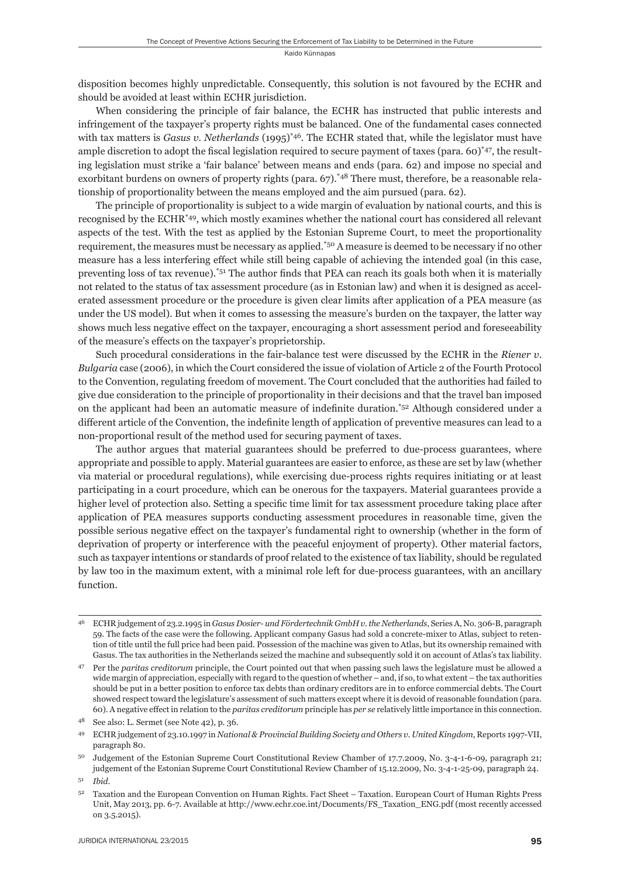disposition becomes highly unpredictable. Consequently, this solution is not favoured by the ECHR and should be avoided at least within ECHR jurisdiction.

When considering the principle of fair balance, the ECHR has instructed that public interests and infringement of the taxpayer's property rights must be balanced. One of the fundamental cases connected with tax matters is *Gasus v. Netherlands* (1995)[*46]. The ECHR stated that, while the legislator must have ample discretion to adopt the fiscal legislation required to secure payment of taxes (para. 60)[*47], the resulting legislation must strike a 'fair balance' between means and ends (para. 62) and impose no special and exorbitant burdens on owners of property rights (para. 67).[*48] There must, therefore, be a reasonable relationship of proportionality between the means employed and the aim pursued (para. 62).

The principle of proportionality is subject to a wide margin of evaluation by national courts, and this is recognised by the ECHR[*49], which mostly examines whether the national court has considered all relevant aspects of the test. With the test as applied by the Estonian Supreme Court, to meet the proportionality requirement, the measures must be necessary as applied.[*50] A measure is deemed to be necessary if no other measure has a less interfering effect while still being capable of achieving the intended goal (in this case, preventing loss of tax revenue).[*51] The author finds that PEA can reach its goals both when it is materially not related to the status of tax assessment procedure (as in Estonian law) and when it is designed as accelerated assessment procedure or the procedure is given clear limits after application of a PEA measure (as under the US model). But when it comes to assessing the measure's burden on the taxpayer, the latter way shows much less negative effect on the taxpayer, encouraging a short assessment period and foreseeability of the measure's effects on the taxpayer's proprietorship.

Such procedural considerations in the fair-balance test were discussed by the ECHR in the *Riener v. Bulgaria* case (2006), in which the Court considered the issue of violation of Article 2 of the Fourth Protocol to the Convention, regulating freedom of movement. The Court concluded that the authorities had failed to give due consideration to the principle of proportionality in their decisions and that the travel ban imposed on the applicant had been an automatic measure of indefinite duration.[*52] Although considered under a different article of the Convention, the indefinite length of application of preventive measures can lead to a non-proportional result of the method used for securing payment of taxes.

The author argues that material guarantees should be preferred to due-process guarantees, where appropriate and possible to apply. Material guarantees are easier to enforce, as these are set by law (whether via material or procedural regulations), while exercising due-process rights requires initiating or at least participating in a court procedure, which can be onerous for the taxpayers. Material guarantees provide a higher level of protection also. Setting a specific time limit for tax assessment procedure taking place after application of PEA measures supports conducting assessment procedures in reasonable time, given the possible serious negative effect on the taxpayer's fundamental right to ownership (whether in the form of deprivation of property or interference with the peaceful enjoyment of property). Other material factors, such as taxpayer intentions or standards of proof related to the existence of tax liability, should be regulated by law too in the maximum extent, with a minimal role left for due-process guarantees, with an ancillary function.

---

46 ECHR judgement of 23.2.1995 in *Gasus Dosier- und Fördertechnik GmbH v. the Netherlands*, Series A, No. 306-B, paragraph 59. The facts of the case were the following. Applicant company Gasus had sold a concrete-mixer to Atlas, subject to retention of title until the full price had been paid. Possession of the machine was given to Atlas, but its ownership remained with Gasus. The tax authorities in the Netherlands seized the machine and subsequently sold it on account of Atlas's tax liability.

47 Per the *paritas creditorum* principle, the Court pointed out that when passing such laws the legislature must be allowed a wide margin of appreciation, especially with regard to the question of whether – and, if so, to what extent – the tax authorities should be put in a better position to enforce tax debts than ordinary creditors are in to enforce commercial debts. The Court showed respect toward the legislature's assessment of such matters except where it is devoid of reasonable foundation (para. 60). A negative effect in relation to the *paritas creditorum* principle has *per se* relatively little importance in this connection.

48 See also: L. Sermet (see Note 42), p. 36.

49 ECHR judgement of 23.10.1997 in *National & Provincial Building Society and Others v. United Kingdom*, Reports 1997-VII, paragraph 80.

50 Judgement of the Estonian Supreme Court Constitutional Review Chamber of 17.7.2009, No. 3-4-1-6-09, paragraph 21; judgement of the Estonian Supreme Court Constitutional Review Chamber of 15.12.2009, No. 3-4-1-25-09, paragraph 24.

51 *Ibid.*

52 Taxation and the European Convention on Human Rights. Fact Sheet – Taxation. European Court of Human Rights Press Unit, May 2013, pp. 6-7. Available at http://www.echr.coe.int/Documents/FS_Taxation_ENG.pdf (most recently accessed on 3.5.2015).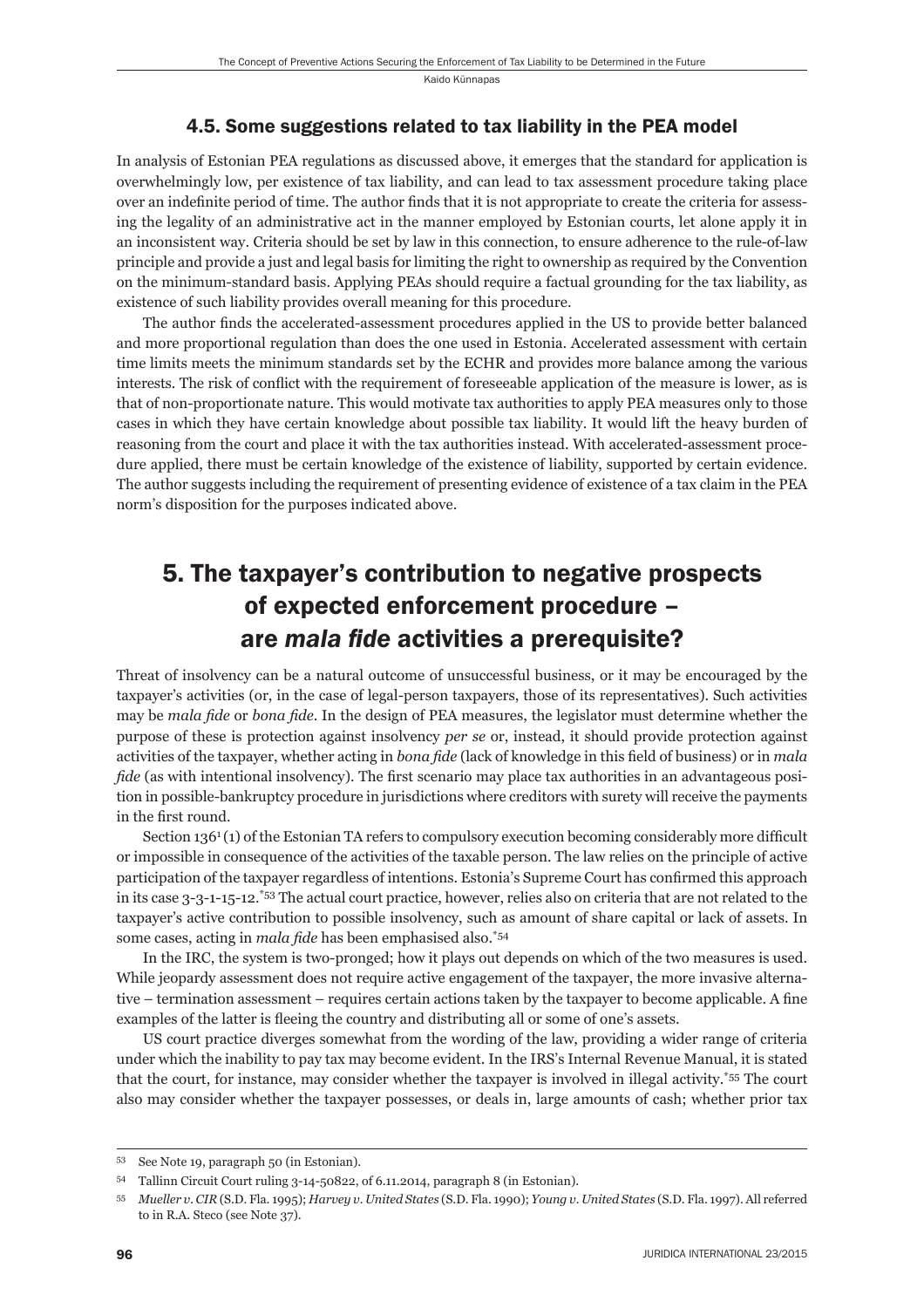### 4.5. Some suggestions related to tax liability in the PEA model

In analysis of Estonian PEA regulations as discussed above, it emerges that the standard for application is overwhelmingly low, per existence of tax liability, and can lead to tax assessment procedure taking place over an indefinite period of time. The author finds that it is not appropriate to create the criteria for assessing the legality of an administrative act in the manner employed by Estonian courts, let alone apply it in an inconsistent way. Criteria should be set by law in this connection, to ensure adherence to the rule-of-law principle and provide a just and legal basis for limiting the right to ownership as required by the Convention on the minimum-standard basis. Applying PEAs should require a factual grounding for the tax liability, as existence of such liability provides overall meaning for this procedure.

The author finds the accelerated-assessment procedures applied in the US to provide better balanced and more proportional regulation than does the one used in Estonia. Accelerated assessment with certain time limits meets the minimum standards set by the ECHR and provides more balance among the various interests. The risk of conflict with the requirement of foreseeable application of the measure is lower, as is that of non-proportionate nature. This would motivate tax authorities to apply PEA measures only to those cases in which they have certain knowledge about possible tax liability. It would lift the heavy burden of reasoning from the court and place it with the tax authorities instead. With accelerated-assessment procedure applied, there must be certain knowledge of the existence of liability, supported by certain evidence. The author suggests including the requirement of presenting evidence of existence of a tax claim in the PEA norm's disposition for the purposes indicated above.

## 5. The taxpayer's contribution to negative prospects of expected enforcement procedure – are *mala fide* activities a prerequisite?

Threat of insolvency can be a natural outcome of unsuccessful business, or it may be encouraged by the taxpayer's activities (or, in the case of legal-person taxpayers, those of its representatives). Such activities may be *mala fide* or *bona fide*. In the design of PEA measures, the legislator must determine whether the purpose of these is protection against insolvency *per se* or, instead, it should provide protection against activities of the taxpayer, whether acting in *bona fide* (lack of knowledge in this field of business) or in *mala fide* (as with intentional insolvency). The first scenario may place tax authorities in an advantageous position in possible-bankruptcy procedure in jurisdictions where creditors with surety will receive the payments in the first round.

Section 136[1] (1) of the Estonian TA refers to compulsory execution becoming considerably more difficult or impossible in consequence of the activities of the taxable person. The law relies on the principle of active participation of the taxpayer regardless of intentions. Estonia's Supreme Court has confirmed this approach in its case 3-3-1-15-12.[*53] The actual court practice, however, relies also on criteria that are not related to the taxpayer's active contribution to possible insolvency, such as amount of share capital or lack of assets. In some cases, acting in *mala fide* has been emphasised also.[*54]

In the IRC, the system is two-pronged; how it plays out depends on which of the two measures is used. While jeopardy assessment does not require active engagement of the taxpayer, the more invasive alternative – termination assessment – requires certain actions taken by the taxpayer to become applicable. A fine examples of the latter is fleeing the country and distributing all or some of one's assets.

US court practice diverges somewhat from the wording of the law, providing a wider range of criteria under which the inability to pay tax may become evident. In the IRS's Internal Revenue Manual, it is stated that the court, for instance, may consider whether the taxpayer is involved in illegal activity.[*55] The court also may consider whether the taxpayer possesses, or deals in, large amounts of cash; whether prior tax

---

53 See Note 19, paragraph 50 (in Estonian).

54 Tallinn Circuit Court ruling 3-14-50822, of 6.11.2014, paragraph 8 (in Estonian).

55 *Mueller v. CIR* (S.D. Fla. 1995); *Harvey v. United States* (S.D. Fla. 1990); *Young v. United States* (S.D. Fla. 1997). All referred to in R.A. Steco (see Note 37).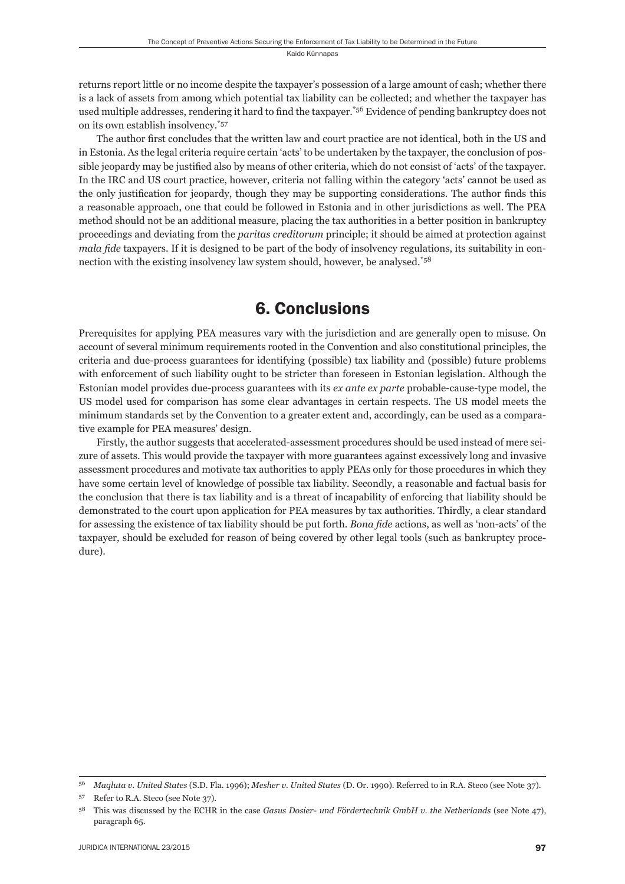returns report little or no income despite the taxpayer's possession of a large amount of cash; whether there is a lack of assets from among which potential tax liability can be collected; and whether the taxpayer has used multiple addresses, rendering it hard to find the taxpayer.[56] Evidence of pending bankruptcy does not on its own establish insolvency.[57]

The author first concludes that the written law and court practice are not identical, both in the US and in Estonia. As the legal criteria require certain 'acts' to be undertaken by the taxpayer, the conclusion of possible jeopardy may be justified also by means of other criteria, which do not consist of 'acts' of the taxpayer. In the IRC and US court practice, however, criteria not falling within the category 'acts' cannot be used as the only justification for jeopardy, though they may be supporting considerations. The author finds this a reasonable approach, one that could be followed in Estonia and in other jurisdictions as well. The PEA method should not be an additional measure, placing the tax authorities in a better position in bankruptcy proceedings and deviating from the *paritas creditorum* principle; it should be aimed at protection against *mala fide* taxpayers. If it is designed to be part of the body of insolvency regulations, its suitability in connection with the existing insolvency law system should, however, be analysed.[58]

## 6. Conclusions

Prerequisites for applying PEA measures vary with the jurisdiction and are generally open to misuse. On account of several minimum requirements rooted in the Convention and also constitutional principles, the criteria and due-process guarantees for identifying (possible) tax liability and (possible) future problems with enforcement of such liability ought to be stricter than foreseen in Estonian legislation. Although the Estonian model provides due-process guarantees with its *ex ante ex parte* probable-cause-type model, the US model used for comparison has some clear advantages in certain respects. The US model meets the minimum standards set by the Convention to a greater extent and, accordingly, can be used as a comparative example for PEA measures' design.

Firstly, the author suggests that accelerated-assessment procedures should be used instead of mere seizure of assets. This would provide the taxpayer with more guarantees against excessively long and invasive assessment procedures and motivate tax authorities to apply PEAs only for those procedures in which they have some certain level of knowledge of possible tax liability. Secondly, a reasonable and factual basis for the conclusion that there is tax liability and is a threat of incapability of enforcing that liability should be demonstrated to the court upon application for PEA measures by tax authorities. Thirdly, a clear standard for assessing the existence of tax liability should be put forth. *Bona fide* actions, as well as 'non-acts' of the taxpayer, should be excluded for reason of being covered by other legal tools (such as bankruptcy procedure).

---

[56] *Maqluta v. United States* (S.D. Fla. 1996); *Mesher v. United States* (D. Or. 1990). Referred to in R.A. Steco (see Note 37).

[57] Refer to R.A. Steco (see Note 37).

[58] This was discussed by the ECHR in the case *Gasus Dosier- und Fördertechnik GmbH v. the Netherlands* (see Note 47), paragraph 65.